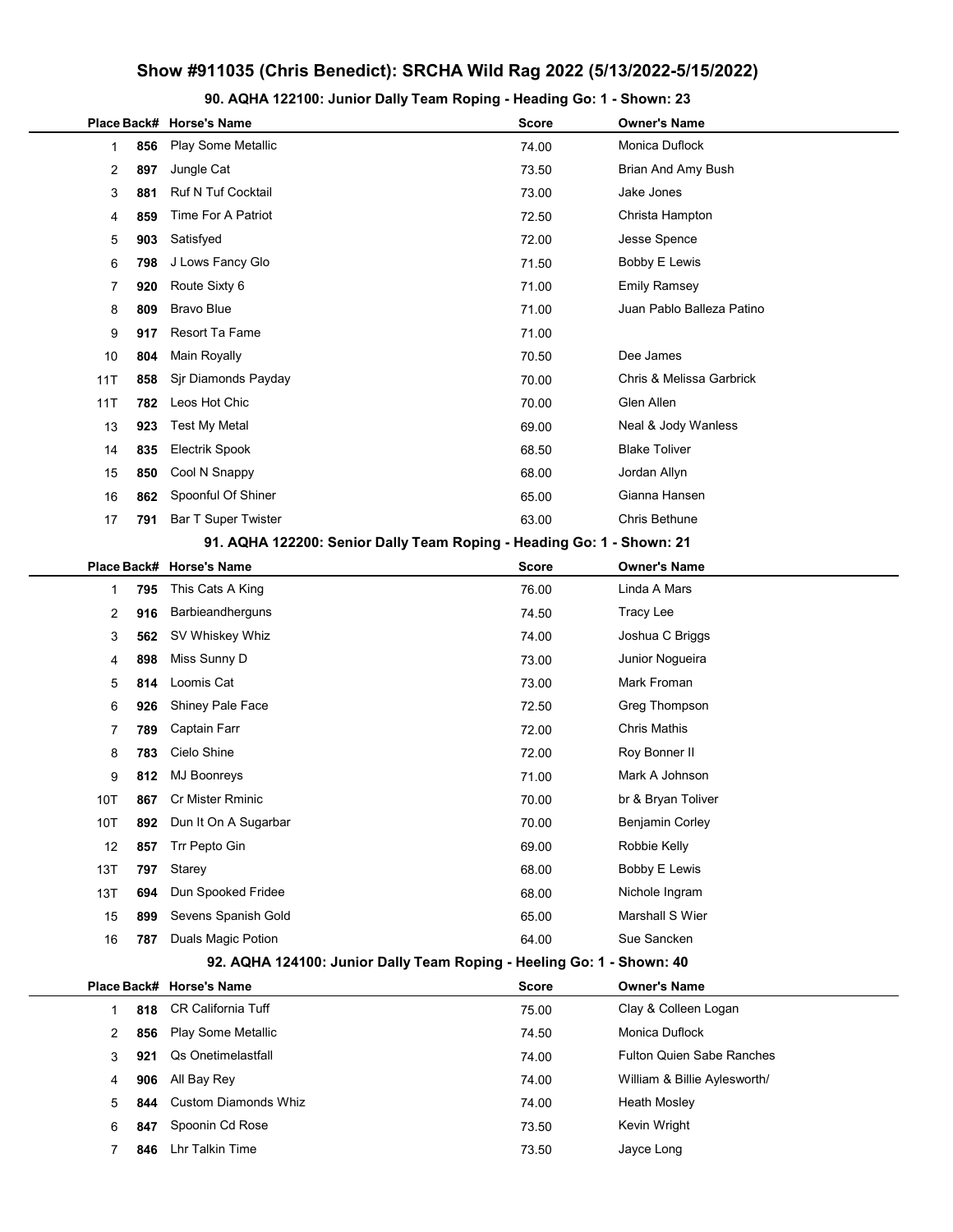# Show #911035 (Chris Benedict): SRCHA Wild Rag 2022 (5/13/2022-5/15/2022)

## 90. AQHA 122100: Junior Dally Team Roping - Heading Go: 1 - Shown: 23

| Place | Back# | Horse's Name | Score | Owner's Name |
|---|---|---|---|---|
| 1 | 856 | Play Some Metallic | 74.00 | Monica Duflock |
| 2 | 897 | Jungle Cat | 73.50 | Brian And Amy Bush |
| 3 | 881 | Ruf N Tuf Cocktail | 73.00 | Jake Jones |
| 4 | 859 | Time For A Patriot | 72.50 | Christa Hampton |
| 5 | 903 | Satisfyed | 72.00 | Jesse Spence |
| 6 | 798 | J Lows Fancy Glo | 71.50 | Bobby E Lewis |
| 7 | 920 | Route Sixty 6 | 71.00 | Emily Ramsey |
| 8 | 809 | Bravo Blue | 71.00 | Juan Pablo Balleza Patino |
| 9 | 917 | Resort Ta Fame | 71.00 | |
| 10 | 804 | Main Royally | 70.50 | Dee James |
| 11T | 858 | Sjr Diamonds Payday | 70.00 | Chris & Melissa Garbrick |
| 11T | 782 | Leos Hot Chic | 70.00 | Glen Allen |
| 13 | 923 | Test My Metal | 69.00 | Neal & Jody Wanless |
| 14 | 835 | Electrik Spook | 68.50 | Blake Toliver |
| 15 | 850 | Cool N Snappy | 68.00 | Jordan Allyn |
| 16 | 862 | Spoonful Of Shiner | 65.00 | Gianna Hansen |
| 17 | 791 | Bar T Super Twister | 63.00 | Chris Bethune |

## 91. AQHA 122200: Senior Dally Team Roping - Heading Go: 1 - Shown: 21

| Place | Back# | Horse's Name | Score | Owner's Name |
|---|---|---|---|---|
| 1 | 795 | This Cats A King | 76.00 | Linda A Mars |
| 2 | 916 | Barbieandherguns | 74.50 | Tracy Lee |
| 3 | 562 | SV Whiskey Whiz | 74.00 | Joshua C Briggs |
| 4 | 898 | Miss Sunny D | 73.00 | Junior Nogueira |
| 5 | 814 | Loomis Cat | 73.00 | Mark Froman |
| 6 | 926 | Shiney Pale Face | 72.50 | Greg Thompson |
| 7 | 789 | Captain Farr | 72.00 | Chris Mathis |
| 8 | 783 | Cielo Shine | 72.00 | Roy Bonner II |
| 9 | 812 | MJ Boonreys | 71.00 | Mark A Johnson |
| 10T | 867 | Cr Mister Rminic | 70.00 | br & Bryan Toliver |
| 10T | 892 | Dun It On A Sugarbar | 70.00 | Benjamin Corley |
| 12 | 857 | Trr Pepto Gin | 69.00 | Robbie Kelly |
| 13T | 797 | Starey | 68.00 | Bobby E Lewis |
| 13T | 694 | Dun Spooked Fridee | 68.00 | Nichole Ingram |
| 15 | 899 | Sevens Spanish Gold | 65.00 | Marshall S Wier |
| 16 | 787 | Duals Magic Potion | 64.00 | Sue Sancken |

## 92. AQHA 124100: Junior Dally Team Roping - Heeling Go: 1 - Shown: 40

| Place | Back# | Horse's Name | Score | Owner's Name |
|---|---|---|---|---|
| 1 | 818 | CR California Tuff | 75.00 | Clay & Colleen Logan |
| 2 | 856 | Play Some Metallic | 74.50 | Monica Duflock |
| 3 | 921 | Qs Onetimelastfall | 74.00 | Fulton Quien Sabe Ranches |
| 4 | 906 | All Bay Rey | 74.00 | William & Billie Aylesworth/ |
| 5 | 844 | Custom Diamonds Whiz | 74.00 | Heath Mosley |
| 6 | 847 | Spoonin Cd Rose | 73.50 | Kevin Wright |
| 7 | 846 | Lhr Talkin Time | 73.50 | Jayce Long |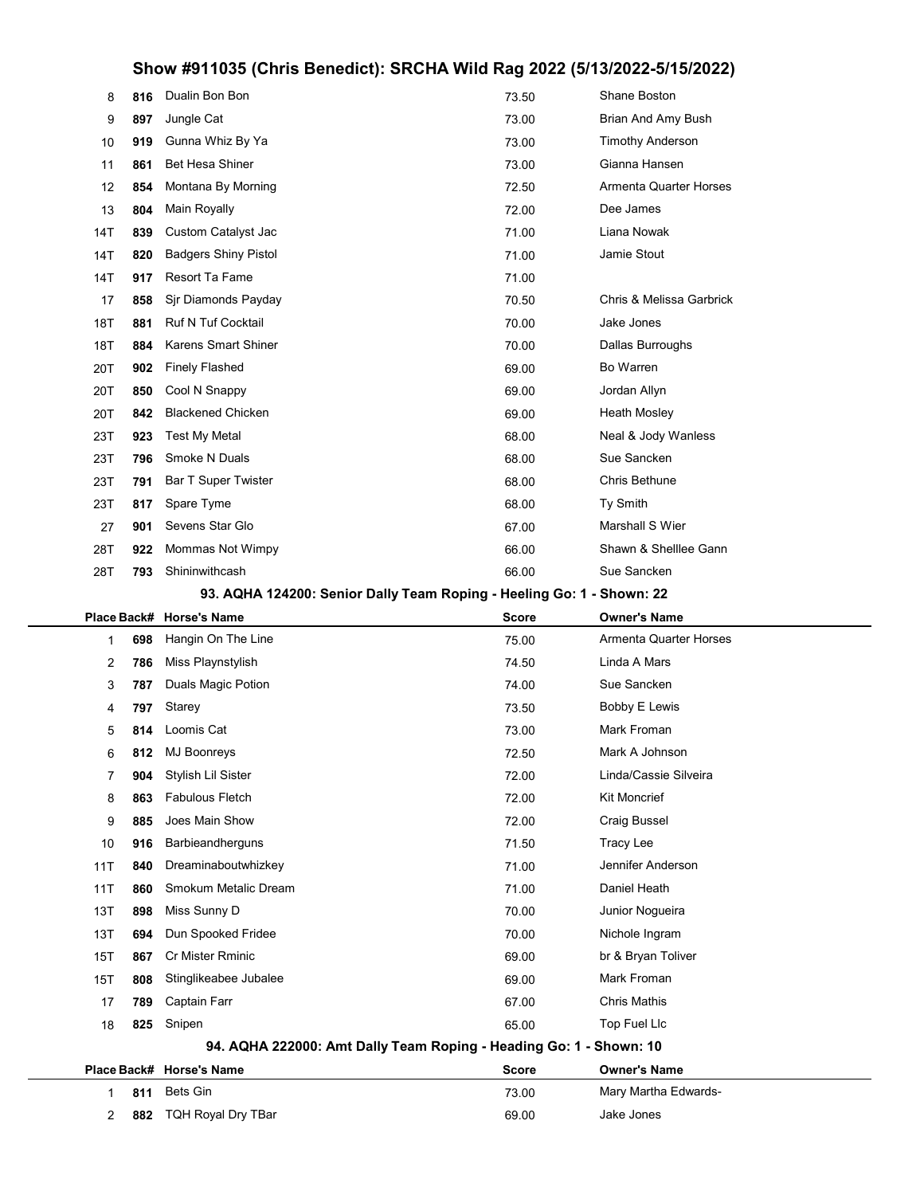| Place | Back# | Horse's Name | Score | Owner's Name |
|---|---|---|---|---|
| 8 | 816 | Dualin Bon Bon | 73.50 | Shane Boston |
| 9 | 897 | Jungle Cat | 73.00 | Brian And Amy Bush |
| 10 | 919 | Gunna Whiz By Ya | 73.00 | Timothy Anderson |
| 11 | 861 | Bet Hesa Shiner | 73.00 | Gianna Hansen |
| 12 | 854 | Montana By Morning | 72.50 | Armenta Quarter Horses |
| 13 | 804 | Main Royally | 72.00 | Dee James |
| 14T | 839 | Custom Catalyst Jac | 71.00 | Liana Nowak |
| 14T | 820 | Badgers Shiny Pistol | 71.00 | Jamie Stout |
| 14T | 917 | Resort Ta Fame | 71.00 | |
| 17 | 858 | Sjr Diamonds Payday | 70.50 | Chris & Melissa Garbrick |
| 18T | 881 | Ruf N Tuf Cocktail | 70.00 | Jake Jones |
| 18T | 884 | Karens Smart Shiner | 70.00 | Dallas Burroughs |
| 20T | 902 | Finely Flashed | 69.00 | Bo Warren |
| 20T | 850 | Cool N Snappy | 69.00 | Jordan Allyn |
| 20T | 842 | Blackened Chicken | 69.00 | Heath Mosley |
| 23T | 923 | Test My Metal | 68.00 | Neal & Jody Wanless |
| 23T | 796 | Smoke N Duals | 68.00 | Sue Sancken |
| 23T | 791 | Bar T Super Twister | 68.00 | Chris Bethune |
| 23T | 817 | Spare Tyme | 68.00 | Ty Smith |
| 27 | 901 | Sevens Star Glo | 67.00 | Marshall S Wier |
| 28T | 922 | Mommas Not Wimpy | 66.00 | Shawn & Shelllee Gann |
| 28T | 793 | Shininwithcash | 66.00 | Sue Sancken |

### 93. AQHA 124200: Senior Dally Team Roping - Heeling Go: 1 - Shown: 22

| Place | Back# | Horse's Name | Score | Owner's Name |
|---|---|---|---|---|
| 1 | 698 | Hangin On The Line | 75.00 | Armenta Quarter Horses |
| 2 | 786 | Miss Playnstylish | 74.50 | Linda A Mars |
| 3 | 787 | Duals Magic Potion | 74.00 | Sue Sancken |
| 4 | 797 | Starey | 73.50 | Bobby E Lewis |
| 5 | 814 | Loomis Cat | 73.00 | Mark Froman |
| 6 | 812 | MJ Boonreys | 72.50 | Mark A Johnson |
| 7 | 904 | Stylish Lil Sister | 72.00 | Linda/Cassie Silveira |
| 8 | 863 | Fabulous Fletch | 72.00 | Kit Moncrief |
| 9 | 885 | Joes Main Show | 72.00 | Craig Bussel |
| 10 | 916 | Barbieandherguns | 71.50 | Tracy Lee |
| 11T | 840 | Dreaminaboutwhizkey | 71.00 | Jennifer Anderson |
| 11T | 860 | Smokum Metalic Dream | 71.00 | Daniel Heath |
| 13T | 898 | Miss Sunny D | 70.00 | Junior Nogueira |
| 13T | 694 | Dun Spooked Fridee | 70.00 | Nichole Ingram |
| 15T | 867 | Cr Mister Rminic | 69.00 | br & Bryan Toliver |
| 15T | 808 | Stinglikeabee Jubalee | 69.00 | Mark Froman |
| 17 | 789 | Captain Farr | 67.00 | Chris Mathis |
| 18 | 825 | Snipen | 65.00 | Top Fuel Llc |

### 94. AQHA 222000: Amt Dally Team Roping - Heading Go: 1 - Shown: 10

| Place | Back# | Horse's Name | Score | Owner's Name |
|---|---|---|---|---|
| 1 | 811 | Bets Gin | 73.00 | Mary Martha Edwards- |
| 2 | 882 | TQH Royal Dry TBar | 69.00 | Jake Jones |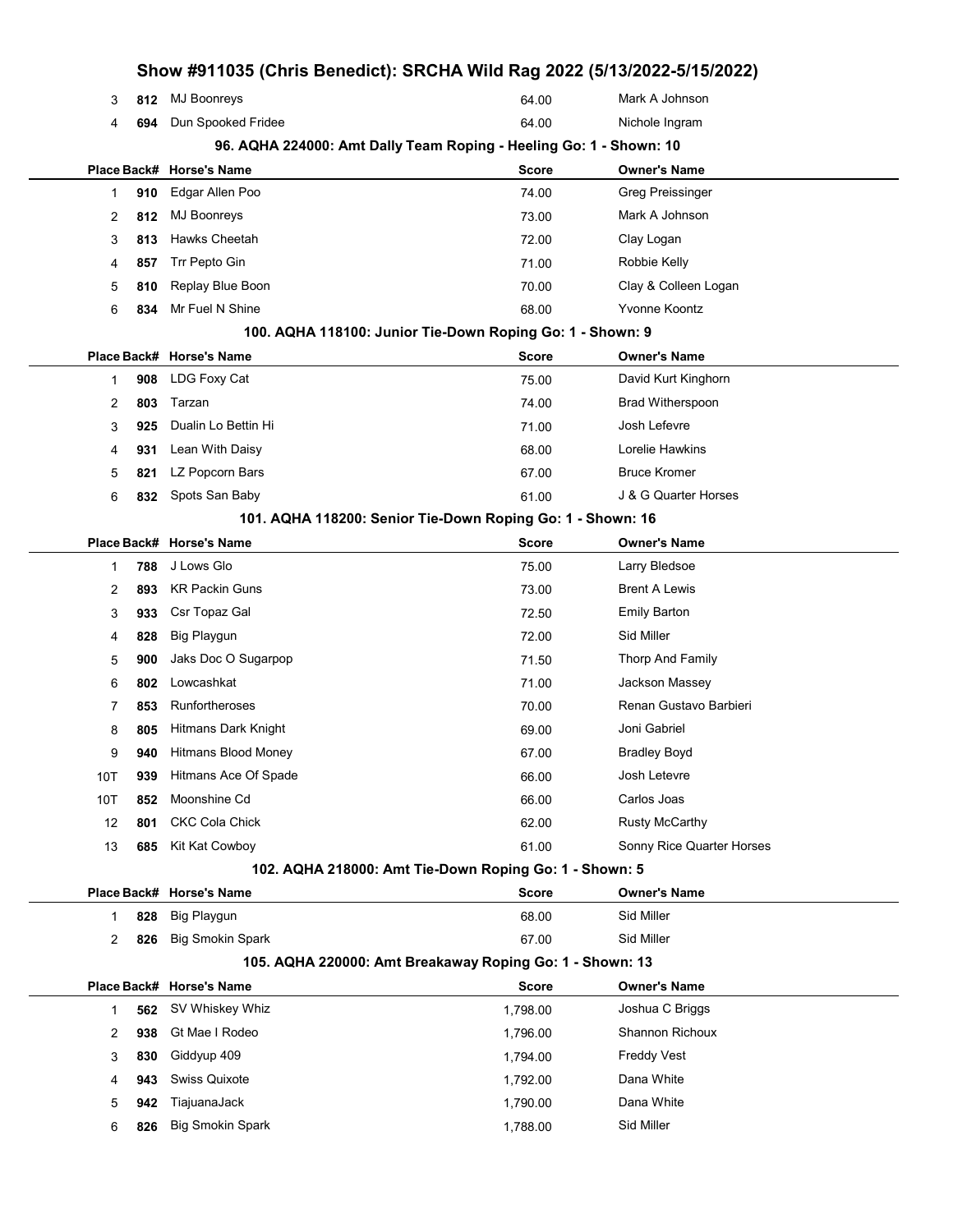# Show #911035 (Chris Benedict): SRCHA Wild Rag 2022 (5/13/2022-5/15/2022)

| Place | Back# | Horse's Name | Score | Owner's Name |
|---|---|---|---|---|
| 3 | 812 | MJ Boonreys | 64.00 | Mark A Johnson |
| 4 | 694 | Dun Spooked Fridee | 64.00 | Nichole Ingram |

### 96. AQHA 224000: Amt Dally Team Roping - Heeling Go: 1 - Shown: 10

| Place | Back# | Horse's Name | Score | Owner's Name |
|---|---|---|---|---|
| 1 | 910 | Edgar Allen Poo | 74.00 | Greg Preissinger |
| 2 | 812 | MJ Boonreys | 73.00 | Mark A Johnson |
| 3 | 813 | Hawks Cheetah | 72.00 | Clay Logan |
| 4 | 857 | Trr Pepto Gin | 71.00 | Robbie Kelly |
| 5 | 810 | Replay Blue Boon | 70.00 | Clay & Colleen Logan |
| 6 | 834 | Mr Fuel N Shine | 68.00 | Yvonne Koontz |

### 100. AQHA 118100: Junior Tie-Down Roping Go: 1 - Shown: 9

| Place | Back# | Horse's Name | Score | Owner's Name |
|---|---|---|---|---|
| 1 | 908 | LDG Foxy Cat | 75.00 | David Kurt Kinghorn |
| 2 | 803 | Tarzan | 74.00 | Brad Witherspoon |
| 3 | 925 | Dualin Lo Bettin Hi | 71.00 | Josh Lefevre |
| 4 | 931 | Lean With Daisy | 68.00 | Lorelie Hawkins |
| 5 | 821 | LZ Popcorn Bars | 67.00 | Bruce Kromer |
| 6 | 832 | Spots San Baby | 61.00 | J & G Quarter Horses |

### 101. AQHA 118200: Senior Tie-Down Roping Go: 1 - Shown: 16

| Place | Back# | Horse's Name | Score | Owner's Name |
|---|---|---|---|---|
| 1 | 788 | J Lows Glo | 75.00 | Larry Bledsoe |
| 2 | 893 | KR Packin Guns | 73.00 | Brent A Lewis |
| 3 | 933 | Csr Topaz Gal | 72.50 | Emily Barton |
| 4 | 828 | Big Playgun | 72.00 | Sid Miller |
| 5 | 900 | Jaks Doc O Sugarpop | 71.50 | Thorp And Family |
| 6 | 802 | Lowcashkat | 71.00 | Jackson Massey |
| 7 | 853 | Runfortheroses | 70.00 | Renan Gustavo Barbieri |
| 8 | 805 | Hitmans Dark Knight | 69.00 | Joni Gabriel |
| 9 | 940 | Hitmans Blood Money | 67.00 | Bradley Boyd |
| 10T | 939 | Hitmans Ace Of Spade | 66.00 | Josh Letevre |
| 10T | 852 | Moonshine Cd | 66.00 | Carlos Joas |
| 12 | 801 | CKC Cola Chick | 62.00 | Rusty McCarthy |
| 13 | 685 | Kit Kat Cowboy | 61.00 | Sonny Rice Quarter Horses |

### 102. AQHA 218000: Amt Tie-Down Roping Go: 1 - Shown: 5

| Place | Back# | Horse's Name | Score | Owner's Name |
|---|---|---|---|---|
| 1 | 828 | Big Playgun | 68.00 | Sid Miller |
| 2 | 826 | Big Smokin Spark | 67.00 | Sid Miller |

### 105. AQHA 220000: Amt Breakaway Roping Go: 1 - Shown: 13

| Place | Back# | Horse's Name | Score | Owner's Name |
|---|---|---|---|---|
| 1 | 562 | SV Whiskey Whiz | 1,798.00 | Joshua C Briggs |
| 2 | 938 | Gt Mae I Rodeo | 1,796.00 | Shannon Richoux |
| 3 | 830 | Giddyup 409 | 1,794.00 | Freddy Vest |
| 4 | 943 | Swiss Quixote | 1,792.00 | Dana White |
| 5 | 942 | TiajuanaJack | 1,790.00 | Dana White |
| 6 | 826 | Big Smokin Spark | 1,788.00 | Sid Miller |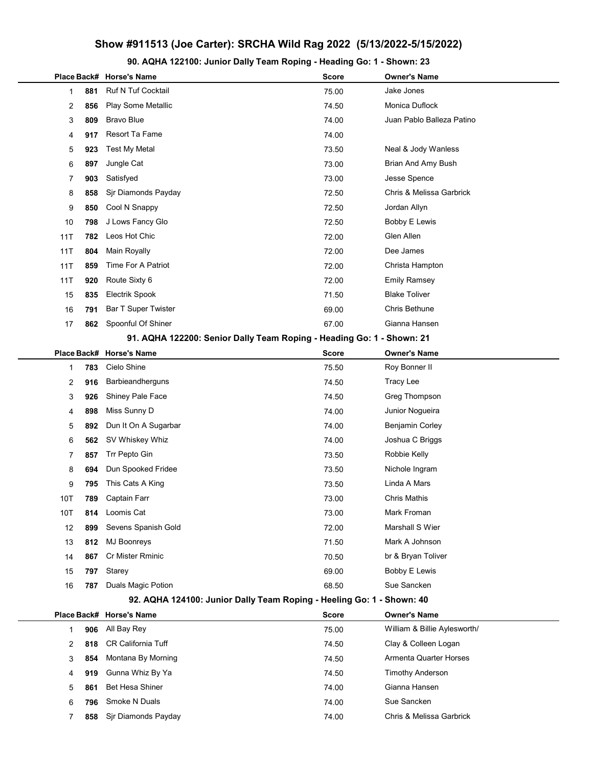# Show #911513 (Joe Carter): SRCHA Wild Rag 2022 (5/13/2022-5/15/2022)

## 90. AQHA 122100: Junior Dally Team Roping - Heading Go: 1 - Shown: 23

| Place | Back# | Horse's Name | Score | Owner's Name |
|---|---|---|---|---|
| 1 | 881 | Ruf N Tuf Cocktail | 75.00 | Jake Jones |
| 2 | 856 | Play Some Metallic | 74.50 | Monica Duflock |
| 3 | 809 | Bravo Blue | 74.00 | Juan Pablo Balleza Patino |
| 4 | 917 | Resort Ta Fame | 74.00 | |
| 5 | 923 | Test My Metal | 73.50 | Neal & Jody Wanless |
| 6 | 897 | Jungle Cat | 73.00 | Brian And Amy Bush |
| 7 | 903 | Satisfyed | 73.00 | Jesse Spence |
| 8 | 858 | Sjr Diamonds Payday | 72.50 | Chris & Melissa Garbrick |
| 9 | 850 | Cool N Snappy | 72.50 | Jordan Allyn |
| 10 | 798 | J Lows Fancy Glo | 72.50 | Bobby E Lewis |
| 11T | 782 | Leos Hot Chic | 72.00 | Glen Allen |
| 11T | 804 | Main Royally | 72.00 | Dee James |
| 11T | 859 | Time For A Patriot | 72.00 | Christa Hampton |
| 11T | 920 | Route Sixty 6 | 72.00 | Emily Ramsey |
| 15 | 835 | Electrik Spook | 71.50 | Blake Toliver |
| 16 | 791 | Bar T Super Twister | 69.00 | Chris Bethune |
| 17 | 862 | Spoonful Of Shiner | 67.00 | Gianna Hansen |

## 91. AQHA 122200: Senior Dally Team Roping - Heading Go: 1 - Shown: 21

| Place | Back# | Horse's Name | Score | Owner's Name |
|---|---|---|---|---|
| 1 | 783 | Cielo Shine | 75.50 | Roy Bonner II |
| 2 | 916 | Barbieandherguns | 74.50 | Tracy Lee |
| 3 | 926 | Shiney Pale Face | 74.50 | Greg Thompson |
| 4 | 898 | Miss Sunny D | 74.00 | Junior Nogueira |
| 5 | 892 | Dun It On A Sugarbar | 74.00 | Benjamin Corley |
| 6 | 562 | SV Whiskey Whiz | 74.00 | Joshua C Briggs |
| 7 | 857 | Trr Pepto Gin | 73.50 | Robbie Kelly |
| 8 | 694 | Dun Spooked Fridee | 73.50 | Nichole Ingram |
| 9 | 795 | This Cats A King | 73.50 | Linda A Mars |
| 10T | 789 | Captain Farr | 73.00 | Chris Mathis |
| 10T | 814 | Loomis Cat | 73.00 | Mark Froman |
| 12 | 899 | Sevens Spanish Gold | 72.00 | Marshall S Wier |
| 13 | 812 | MJ Boonreys | 71.50 | Mark A Johnson |
| 14 | 867 | Cr Mister Rminic | 70.50 | br & Bryan Toliver |
| 15 | 797 | Starey | 69.00 | Bobby E Lewis |
| 16 | 787 | Duals Magic Potion | 68.50 | Sue Sancken |

## 92. AQHA 124100: Junior Dally Team Roping - Heeling Go: 1 - Shown: 40

| Place | Back# | Horse's Name | Score | Owner's Name |
|---|---|---|---|---|
| 1 | 906 | All Bay Rey | 75.00 | William & Billie Aylesworth/ |
| 2 | 818 | CR California Tuff | 74.50 | Clay & Colleen Logan |
| 3 | 854 | Montana By Morning | 74.50 | Armenta Quarter Horses |
| 4 | 919 | Gunna Whiz By Ya | 74.50 | Timothy Anderson |
| 5 | 861 | Bet Hesa Shiner | 74.00 | Gianna Hansen |
| 6 | 796 | Smoke N Duals | 74.00 | Sue Sancken |
| 7 | 858 | Sjr Diamonds Payday | 74.00 | Chris & Melissa Garbrick |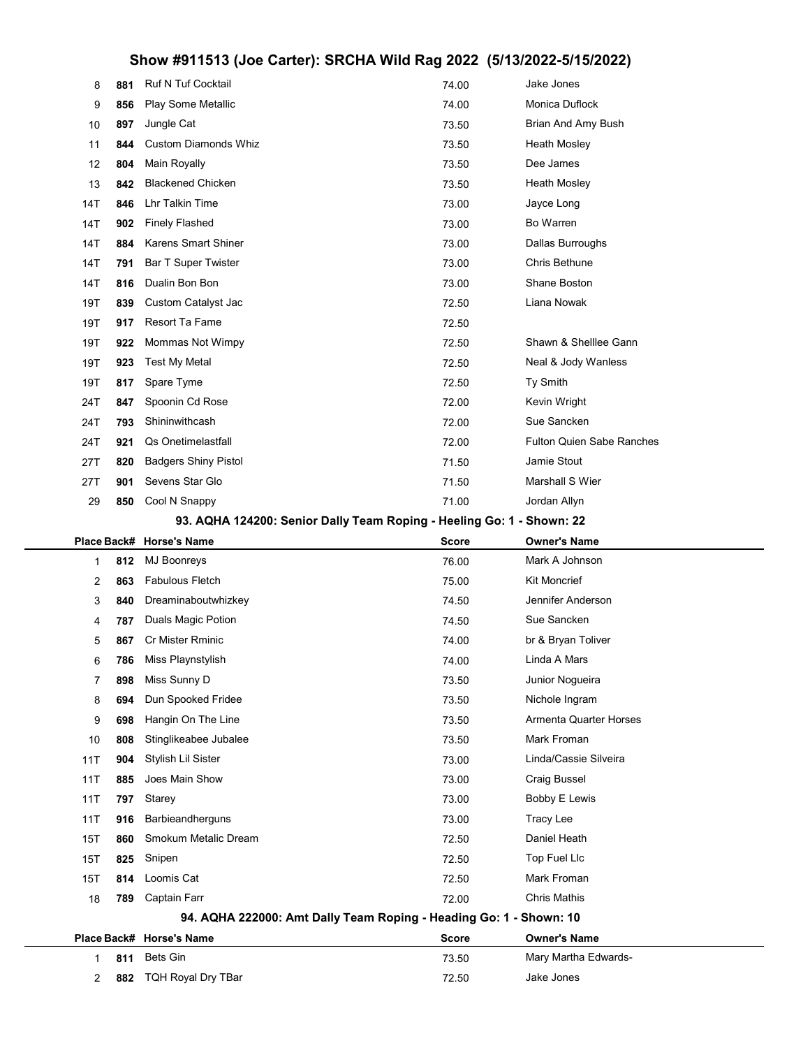## Show #911513 (Joe Carter): SRCHA Wild Rag 2022 (5/13/2022-5/15/2022)

| Place | Back# | Horse's Name | Score | Owner's Name |
|---|---|---|---|---|
| 8 | 881 | Ruf N Tuf Cocktail | 74.00 | Jake Jones |
| 9 | 856 | Play Some Metallic | 74.00 | Monica Duflock |
| 10 | 897 | Jungle Cat | 73.50 | Brian And Amy Bush |
| 11 | 844 | Custom Diamonds Whiz | 73.50 | Heath Mosley |
| 12 | 804 | Main Royally | 73.50 | Dee James |
| 13 | 842 | Blackened Chicken | 73.50 | Heath Mosley |
| 14T | 846 | Lhr Talkin Time | 73.00 | Jayce Long |
| 14T | 902 | Finely Flashed | 73.00 | Bo Warren |
| 14T | 884 | Karens Smart Shiner | 73.00 | Dallas Burroughs |
| 14T | 791 | Bar T Super Twister | 73.00 | Chris Bethune |
| 14T | 816 | Dualin Bon Bon | 73.00 | Shane Boston |
| 19T | 839 | Custom Catalyst Jac | 72.50 | Liana Nowak |
| 19T | 917 | Resort Ta Fame | 72.50 | |
| 19T | 922 | Mommas Not Wimpy | 72.50 | Shawn & Shelllee Gann |
| 19T | 923 | Test My Metal | 72.50 | Neal & Jody Wanless |
| 19T | 817 | Spare Tyme | 72.50 | Ty Smith |
| 24T | 847 | Spoonin Cd Rose | 72.00 | Kevin Wright |
| 24T | 793 | Shininwithcash | 72.00 | Sue Sancken |
| 24T | 921 | Qs Onetimelastfall | 72.00 | Fulton Quien Sabe Ranches |
| 27T | 820 | Badgers Shiny Pistol | 71.50 | Jamie Stout |
| 27T | 901 | Sevens Star Glo | 71.50 | Marshall S Wier |
| 29 | 850 | Cool N Snappy | 71.00 | Jordan Allyn |

### 93. AQHA 124200: Senior Dally Team Roping - Heeling Go: 1 - Shown: 22

| Place | Back# | Horse's Name | Score | Owner's Name |
|---|---|---|---|---|
| 1 | 812 | MJ Boonreys | 76.00 | Mark A Johnson |
| 2 | 863 | Fabulous Fletch | 75.00 | Kit Moncrief |
| 3 | 840 | Dreaminaboutwhizkey | 74.50 | Jennifer Anderson |
| 4 | 787 | Duals Magic Potion | 74.50 | Sue Sancken |
| 5 | 867 | Cr Mister Rminic | 74.00 | br & Bryan Toliver |
| 6 | 786 | Miss Playnstylish | 74.00 | Linda A Mars |
| 7 | 898 | Miss Sunny D | 73.50 | Junior Nogueira |
| 8 | 694 | Dun Spooked Fridee | 73.50 | Nichole Ingram |
| 9 | 698 | Hangin On The Line | 73.50 | Armenta Quarter Horses |
| 10 | 808 | Stinglikeabee Jubalee | 73.50 | Mark Froman |
| 11T | 904 | Stylish Lil Sister | 73.00 | Linda/Cassie Silveira |
| 11T | 885 | Joes Main Show | 73.00 | Craig Bussel |
| 11T | 797 | Starey | 73.00 | Bobby E Lewis |
| 11T | 916 | Barbieandherguns | 73.00 | Tracy Lee |
| 15T | 860 | Smokum Metalic Dream | 72.50 | Daniel Heath |
| 15T | 825 | Snipen | 72.50 | Top Fuel Llc |
| 15T | 814 | Loomis Cat | 72.50 | Mark Froman |
| 18 | 789 | Captain Farr | 72.00 | Chris Mathis |

### 94. AQHA 222000: Amt Dally Team Roping - Heading Go: 1 - Shown: 10

| Place | Back# | Horse's Name | Score | Owner's Name |
|---|---|---|---|---|
| 1 | 811 | Bets Gin | 73.50 | Mary Martha Edwards- |
| 2 | 882 | TQH Royal Dry TBar | 72.50 | Jake Jones |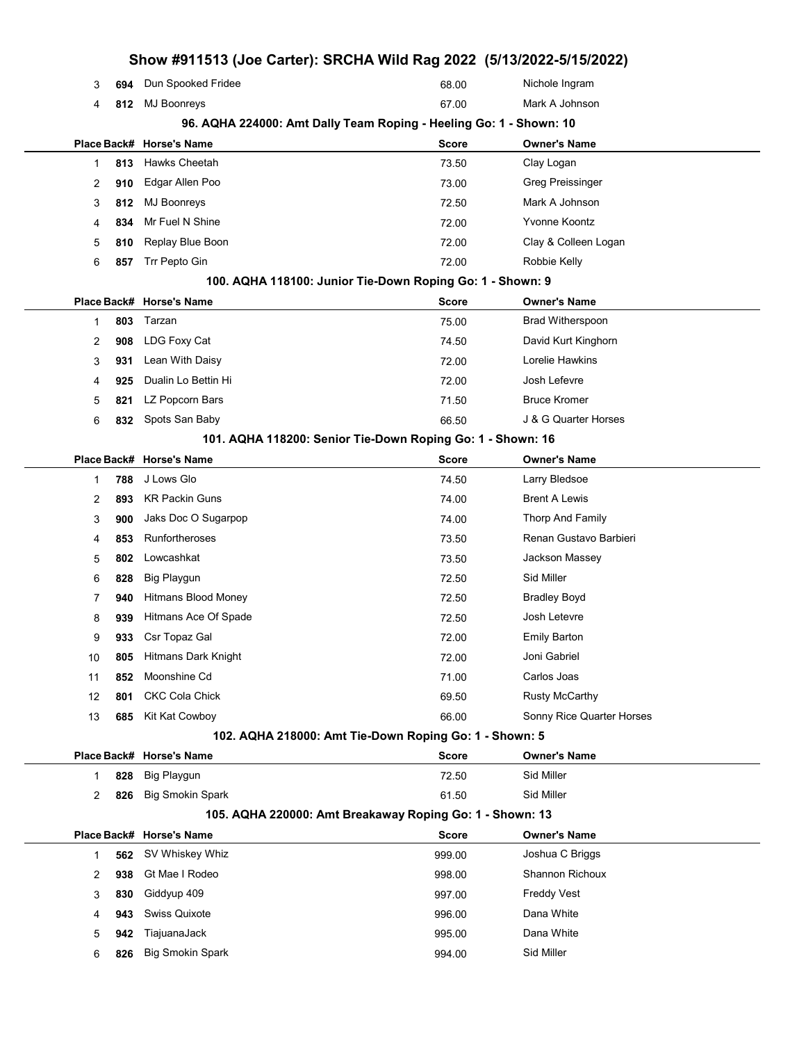| Place | Back# | Horse's Name | Score | Owner's Name |
|---|---|---|---|---|
| 3 | 694 | Dun Spooked Fridee | 68.00 | Nichole Ingram |
| 4 | 812 | MJ Boonreys | 67.00 | Mark A Johnson |

### 96. AQHA 224000: Amt Dally Team Roping - Heeling Go: 1 - Shown: 10

| Place | Back# | Horse's Name | Score | Owner's Name |
|---|---|---|---|---|
| 1 | 813 | Hawks Cheetah | 73.50 | Clay Logan |
| 2 | 910 | Edgar Allen Poo | 73.00 | Greg Preissinger |
| 3 | 812 | MJ Boonreys | 72.50 | Mark A Johnson |
| 4 | 834 | Mr Fuel N Shine | 72.00 | Yvonne Koontz |
| 5 | 810 | Replay Blue Boon | 72.00 | Clay & Colleen Logan |
| 6 | 857 | Trr Pepto Gin | 72.00 | Robbie Kelly |

### 100. AQHA 118100: Junior Tie-Down Roping Go: 1 - Shown: 9

| Place | Back# | Horse's Name | Score | Owner's Name |
|---|---|---|---|---|
| 1 | 803 | Tarzan | 75.00 | Brad Witherspoon |
| 2 | 908 | LDG Foxy Cat | 74.50 | David Kurt Kinghorn |
| 3 | 931 | Lean With Daisy | 72.00 | Lorelie Hawkins |
| 4 | 925 | Dualin Lo Bettin Hi | 72.00 | Josh Lefevre |
| 5 | 821 | LZ Popcorn Bars | 71.50 | Bruce Kromer |
| 6 | 832 | Spots San Baby | 66.50 | J & G Quarter Horses |

### 101. AQHA 118200: Senior Tie-Down Roping Go: 1 - Shown: 16

| Place | Back# | Horse's Name | Score | Owner's Name |
|---|---|---|---|---|
| 1 | 788 | J Lows Glo | 74.50 | Larry Bledsoe |
| 2 | 893 | KR Packin Guns | 74.00 | Brent A Lewis |
| 3 | 900 | Jaks Doc O Sugarpop | 74.00 | Thorp And Family |
| 4 | 853 | Runfortheroses | 73.50 | Renan Gustavo Barbieri |
| 5 | 802 | Lowcashkat | 73.50 | Jackson Massey |
| 6 | 828 | Big Playgun | 72.50 | Sid Miller |
| 7 | 940 | Hitmans Blood Money | 72.50 | Bradley Boyd |
| 8 | 939 | Hitmans Ace Of Spade | 72.50 | Josh Letevre |
| 9 | 933 | Csr Topaz Gal | 72.00 | Emily Barton |
| 10 | 805 | Hitmans Dark Knight | 72.00 | Joni Gabriel |
| 11 | 852 | Moonshine Cd | 71.00 | Carlos Joas |
| 12 | 801 | CKC Cola Chick | 69.50 | Rusty McCarthy |
| 13 | 685 | Kit Kat Cowboy | 66.00 | Sonny Rice Quarter Horses |

### 102. AQHA 218000: Amt Tie-Down Roping Go: 1 - Shown: 5

| Place | Back# | Horse's Name | Score | Owner's Name |
|---|---|---|---|---|
| 1 | 828 | Big Playgun | 72.50 | Sid Miller |
| 2 | 826 | Big Smokin Spark | 61.50 | Sid Miller |

### 105. AQHA 220000: Amt Breakaway Roping Go: 1 - Shown: 13

| Place | Back# | Horse's Name | Score | Owner's Name |
|---|---|---|---|---|
| 1 | 562 | SV Whiskey Whiz | 999.00 | Joshua C Briggs |
| 2 | 938 | Gt Mae I Rodeo | 998.00 | Shannon Richoux |
| 3 | 830 | Giddyup 409 | 997.00 | Freddy Vest |
| 4 | 943 | Swiss Quixote | 996.00 | Dana White |
| 5 | 942 | TiajuanaJack | 995.00 | Dana White |
| 6 | 826 | Big Smokin Spark | 994.00 | Sid Miller |